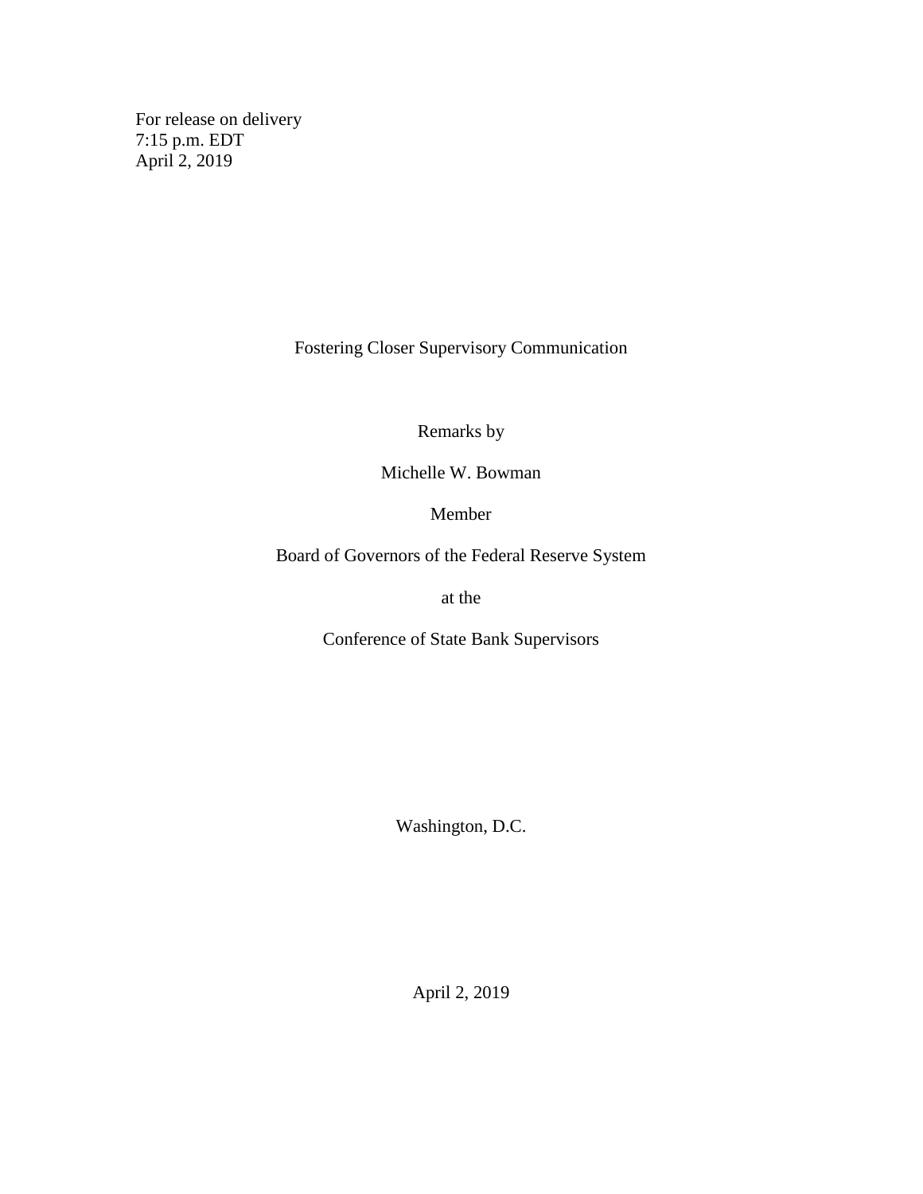For release on delivery
7:15 p.m. EDT
April 2, 2019

# Fostering Closer Supervisory Communication

Remarks by

Michelle W. Bowman

Member

Board of Governors of the Federal Reserve System

at the

Conference of State Bank Supervisors

Washington, D.C.

April 2, 2019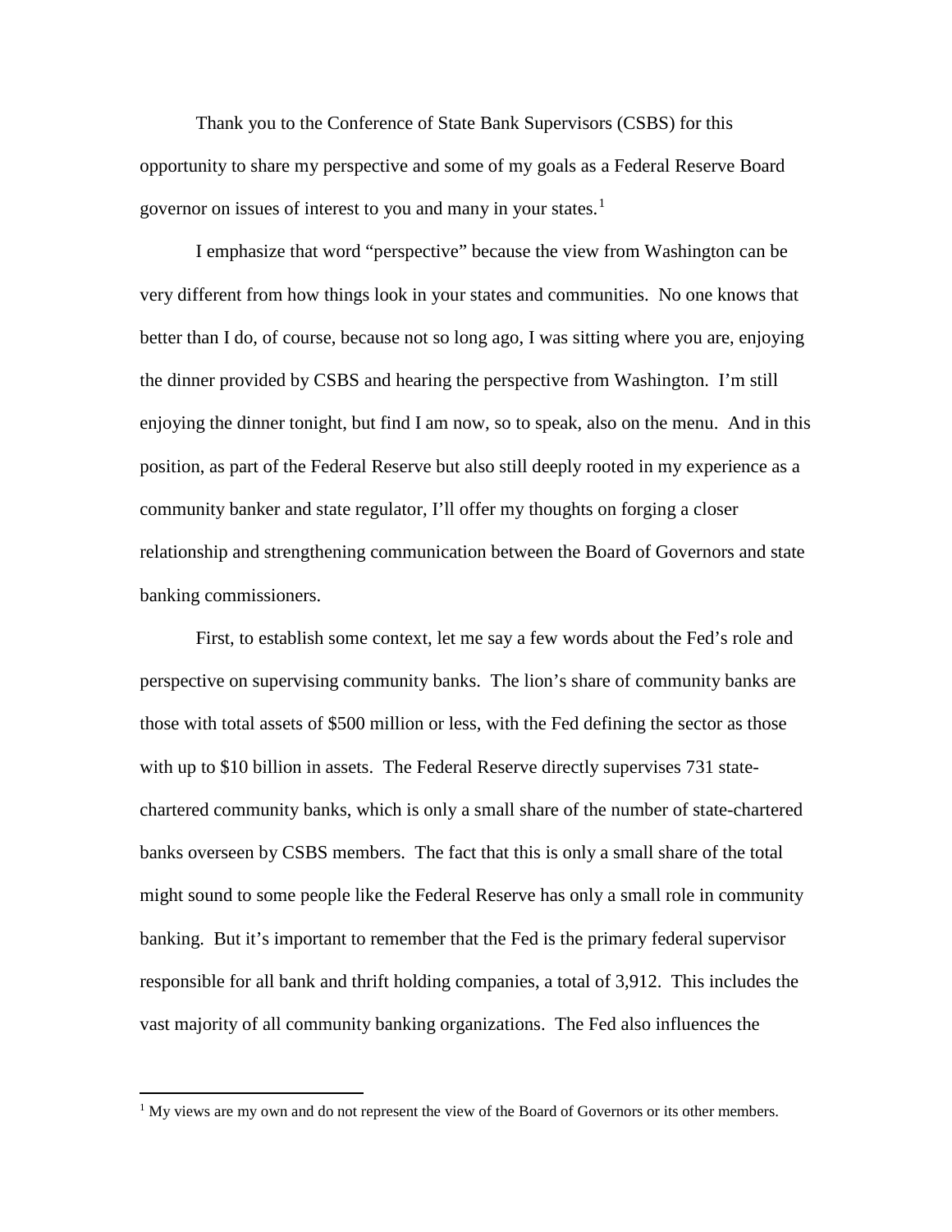Thank you to the Conference of State Bank Supervisors (CSBS) for this opportunity to share my perspective and some of my goals as a Federal Reserve Board governor on issues of interest to you and many in your states.[1]

I emphasize that word "perspective" because the view from Washington can be very different from how things look in your states and communities. No one knows that better than I do, of course, because not so long ago, I was sitting where you are, enjoying the dinner provided by CSBS and hearing the perspective from Washington. I'm still enjoying the dinner tonight, but find I am now, so to speak, also on the menu. And in this position, as part of the Federal Reserve but also still deeply rooted in my experience as a community banker and state regulator, I'll offer my thoughts on forging a closer relationship and strengthening communication between the Board of Governors and state banking commissioners.

First, to establish some context, let me say a few words about the Fed's role and perspective on supervising community banks. The lion's share of community banks are those with total assets of $500 million or less, with the Fed defining the sector as those with up to $10 billion in assets. The Federal Reserve directly supervises 731 state-chartered community banks, which is only a small share of the number of state-chartered banks overseen by CSBS members. The fact that this is only a small share of the total might sound to some people like the Federal Reserve has only a small role in community banking. But it's important to remember that the Fed is the primary federal supervisor responsible for all bank and thrift holding companies, a total of 3,912. This includes the vast majority of all community banking organizations. The Fed also influences the

[1] My views are my own and do not represent the view of the Board of Governors or its other members.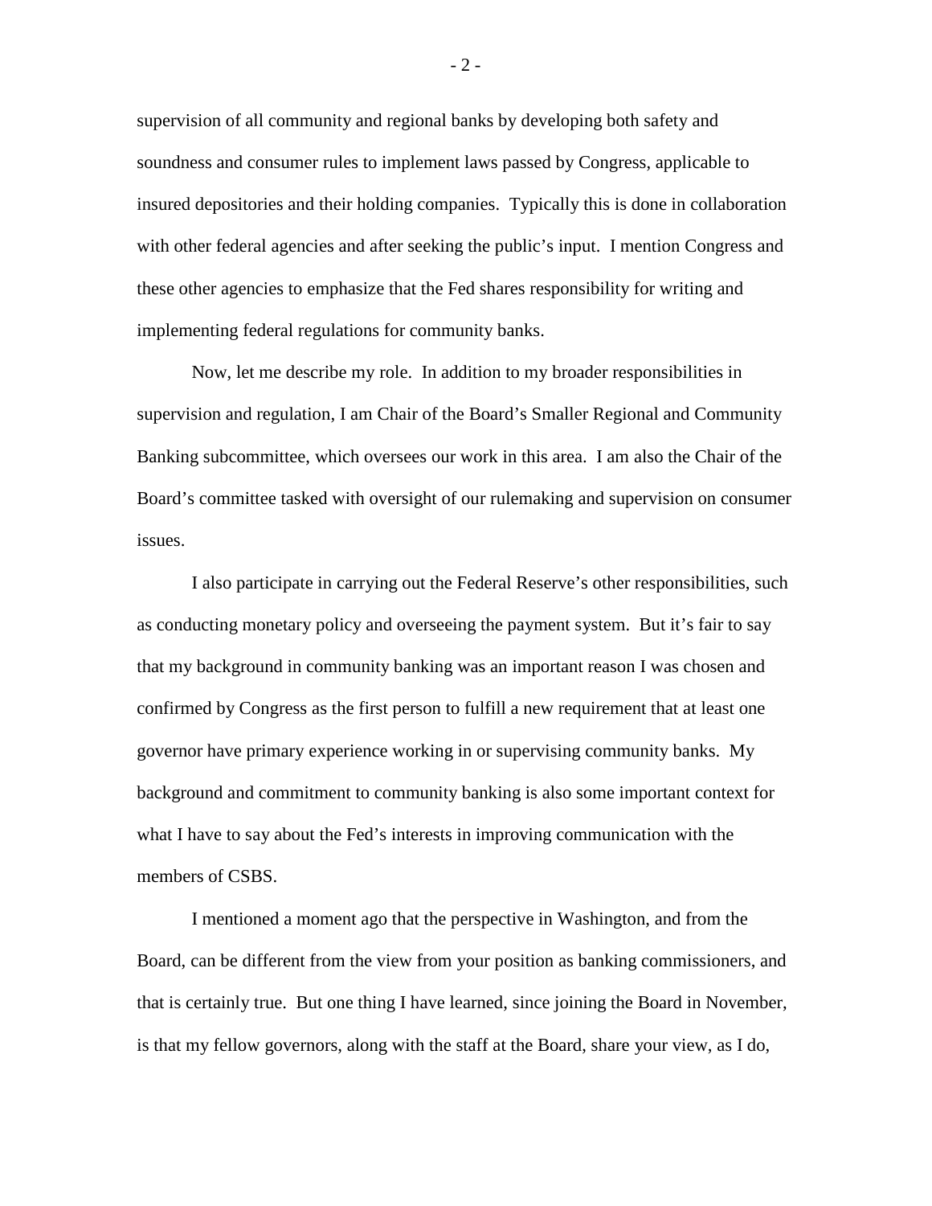supervision of all community and regional banks by developing both safety and soundness and consumer rules to implement laws passed by Congress, applicable to insured depositories and their holding companies. Typically this is done in collaboration with other federal agencies and after seeking the public's input. I mention Congress and these other agencies to emphasize that the Fed shares responsibility for writing and implementing federal regulations for community banks.

Now, let me describe my role. In addition to my broader responsibilities in supervision and regulation, I am Chair of the Board's Smaller Regional and Community Banking subcommittee, which oversees our work in this area. I am also the Chair of the Board's committee tasked with oversight of our rulemaking and supervision on consumer issues.

I also participate in carrying out the Federal Reserve's other responsibilities, such as conducting monetary policy and overseeing the payment system. But it's fair to say that my background in community banking was an important reason I was chosen and confirmed by Congress as the first person to fulfill a new requirement that at least one governor have primary experience working in or supervising community banks. My background and commitment to community banking is also some important context for what I have to say about the Fed's interests in improving communication with the members of CSBS.

I mentioned a moment ago that the perspective in Washington, and from the Board, can be different from the view from your position as banking commissioners, and that is certainly true. But one thing I have learned, since joining the Board in November, is that my fellow governors, along with the staff at the Board, share your view, as I do,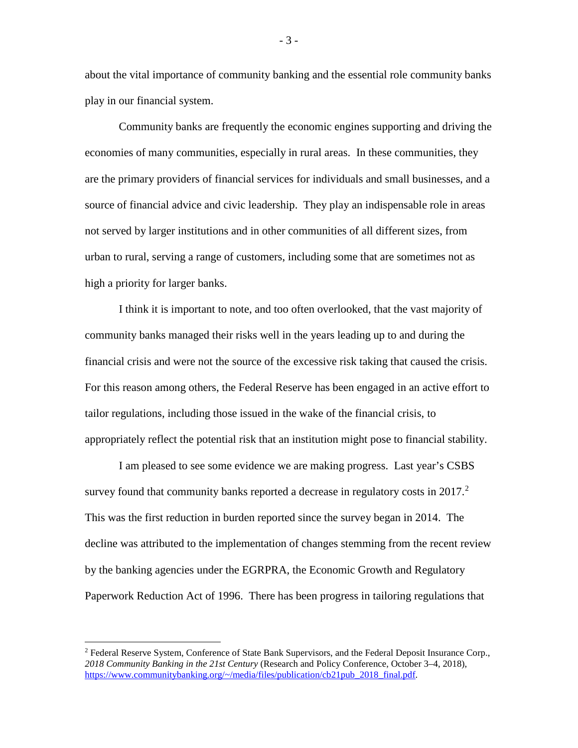about the vital importance of community banking and the essential role community banks play in our financial system.

Community banks are frequently the economic engines supporting and driving the economies of many communities, especially in rural areas. In these communities, they are the primary providers of financial services for individuals and small businesses, and a source of financial advice and civic leadership. They play an indispensable role in areas not served by larger institutions and in other communities of all different sizes, from urban to rural, serving a range of customers, including some that are sometimes not as high a priority for larger banks.

I think it is important to note, and too often overlooked, that the vast majority of community banks managed their risks well in the years leading up to and during the financial crisis and were not the source of the excessive risk taking that caused the crisis. For this reason among others, the Federal Reserve has been engaged in an active effort to tailor regulations, including those issued in the wake of the financial crisis, to appropriately reflect the potential risk that an institution might pose to financial stability.

I am pleased to see some evidence we are making progress. Last year's CSBS survey found that community banks reported a decrease in regulatory costs in 2017.[2] This was the first reduction in burden reported since the survey began in 2014. The decline was attributed to the implementation of changes stemming from the recent review by the banking agencies under the EGRPRA, the Economic Growth and Regulatory Paperwork Reduction Act of 1996. There has been progress in tailoring regulations that

---

[2] Federal Reserve System, Conference of State Bank Supervisors, and the Federal Deposit Insurance Corp., *2018 Community Banking in the 21st Century* (Research and Policy Conference, October 3–4, 2018), https://www.communitybanking.org/~/media/files/publication/cb21pub_2018_final.pdf.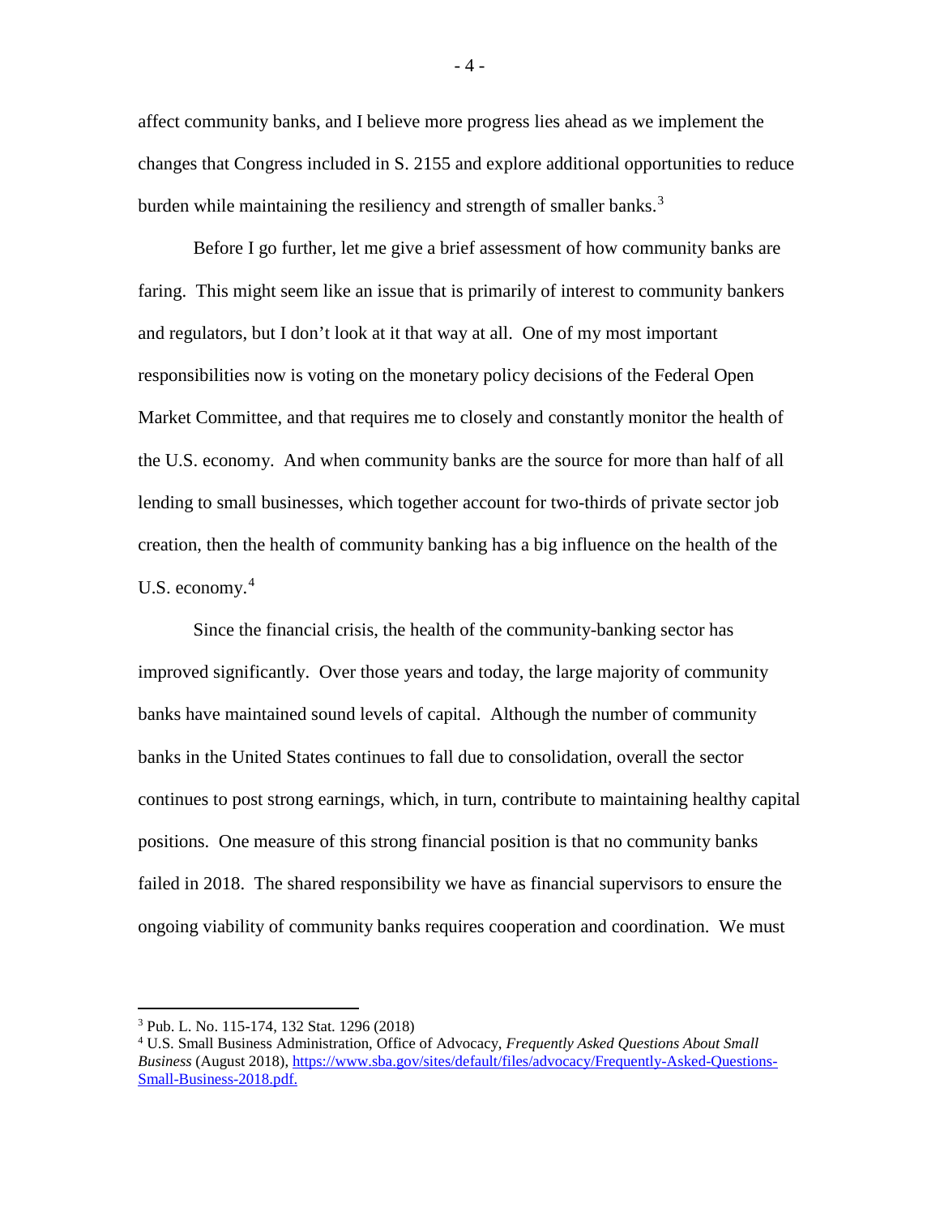affect community banks, and I believe more progress lies ahead as we implement the changes that Congress included in S. 2155 and explore additional opportunities to reduce burden while maintaining the resiliency and strength of smaller banks.[3]

Before I go further, let me give a brief assessment of how community banks are faring. This might seem like an issue that is primarily of interest to community bankers and regulators, but I don't look at it that way at all. One of my most important responsibilities now is voting on the monetary policy decisions of the Federal Open Market Committee, and that requires me to closely and constantly monitor the health of the U.S. economy. And when community banks are the source for more than half of all lending to small businesses, which together account for two-thirds of private sector job creation, then the health of community banking has a big influence on the health of the U.S. economy.[4]

Since the financial crisis, the health of the community-banking sector has improved significantly. Over those years and today, the large majority of community banks have maintained sound levels of capital. Although the number of community banks in the United States continues to fall due to consolidation, overall the sector continues to post strong earnings, which, in turn, contribute to maintaining healthy capital positions. One measure of this strong financial position is that no community banks failed in 2018. The shared responsibility we have as financial supervisors to ensure the ongoing viability of community banks requires cooperation and coordination. We must

---

[3] Pub. L. No. 115-174, 132 Stat. 1296 (2018)

[4] U.S. Small Business Administration, Office of Advocacy, *Frequently Asked Questions About Small Business* (August 2018), https://www.sba.gov/sites/default/files/advocacy/Frequently-Asked-Questions-Small-Business-2018.pdf.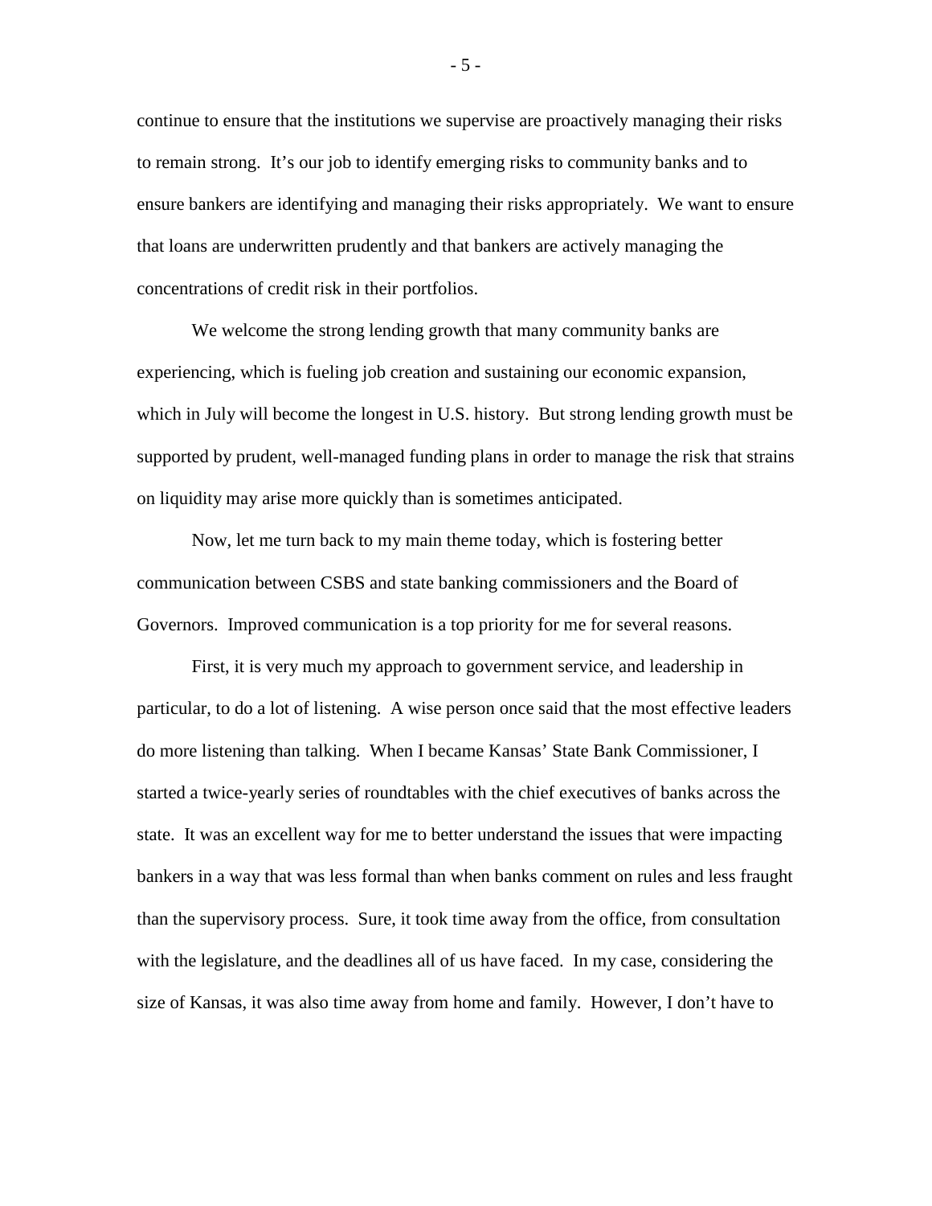continue to ensure that the institutions we supervise are proactively managing their risks to remain strong. It's our job to identify emerging risks to community banks and to ensure bankers are identifying and managing their risks appropriately. We want to ensure that loans are underwritten prudently and that bankers are actively managing the concentrations of credit risk in their portfolios.

We welcome the strong lending growth that many community banks are experiencing, which is fueling job creation and sustaining our economic expansion, which in July will become the longest in U.S. history. But strong lending growth must be supported by prudent, well-managed funding plans in order to manage the risk that strains on liquidity may arise more quickly than is sometimes anticipated.

Now, let me turn back to my main theme today, which is fostering better communication between CSBS and state banking commissioners and the Board of Governors. Improved communication is a top priority for me for several reasons.

First, it is very much my approach to government service, and leadership in particular, to do a lot of listening. A wise person once said that the most effective leaders do more listening than talking. When I became Kansas' State Bank Commissioner, I started a twice-yearly series of roundtables with the chief executives of banks across the state. It was an excellent way for me to better understand the issues that were impacting bankers in a way that was less formal than when banks comment on rules and less fraught than the supervisory process. Sure, it took time away from the office, from consultation with the legislature, and the deadlines all of us have faced. In my case, considering the size of Kansas, it was also time away from home and family. However, I don't have to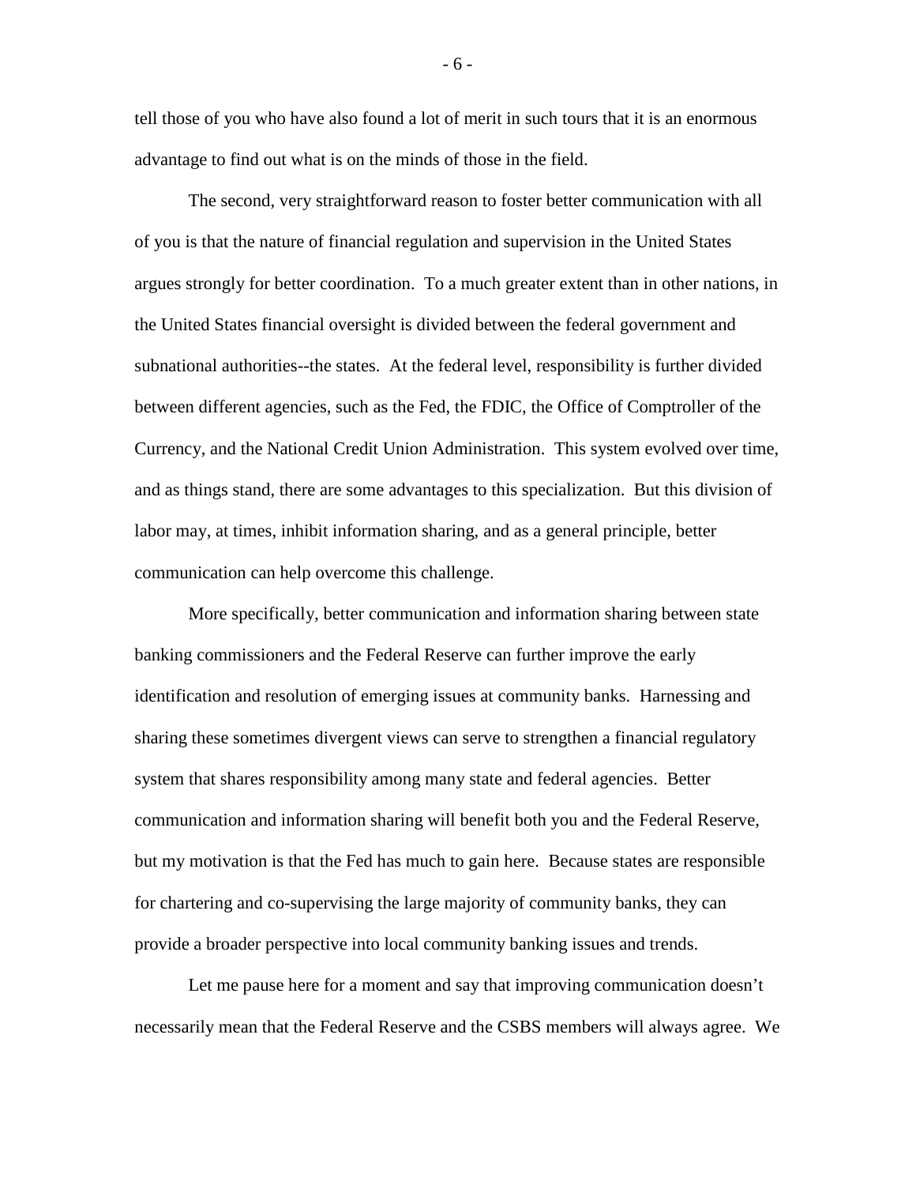tell those of you who have also found a lot of merit in such tours that it is an enormous advantage to find out what is on the minds of those in the field.

The second, very straightforward reason to foster better communication with all of you is that the nature of financial regulation and supervision in the United States argues strongly for better coordination. To a much greater extent than in other nations, in the United States financial oversight is divided between the federal government and subnational authorities--the states. At the federal level, responsibility is further divided between different agencies, such as the Fed, the FDIC, the Office of Comptroller of the Currency, and the National Credit Union Administration. This system evolved over time, and as things stand, there are some advantages to this specialization. But this division of labor may, at times, inhibit information sharing, and as a general principle, better communication can help overcome this challenge.

More specifically, better communication and information sharing between state banking commissioners and the Federal Reserve can further improve the early identification and resolution of emerging issues at community banks. Harnessing and sharing these sometimes divergent views can serve to strengthen a financial regulatory system that shares responsibility among many state and federal agencies. Better communication and information sharing will benefit both you and the Federal Reserve, but my motivation is that the Fed has much to gain here. Because states are responsible for chartering and co-supervising the large majority of community banks, they can provide a broader perspective into local community banking issues and trends.

Let me pause here for a moment and say that improving communication doesn't necessarily mean that the Federal Reserve and the CSBS members will always agree. We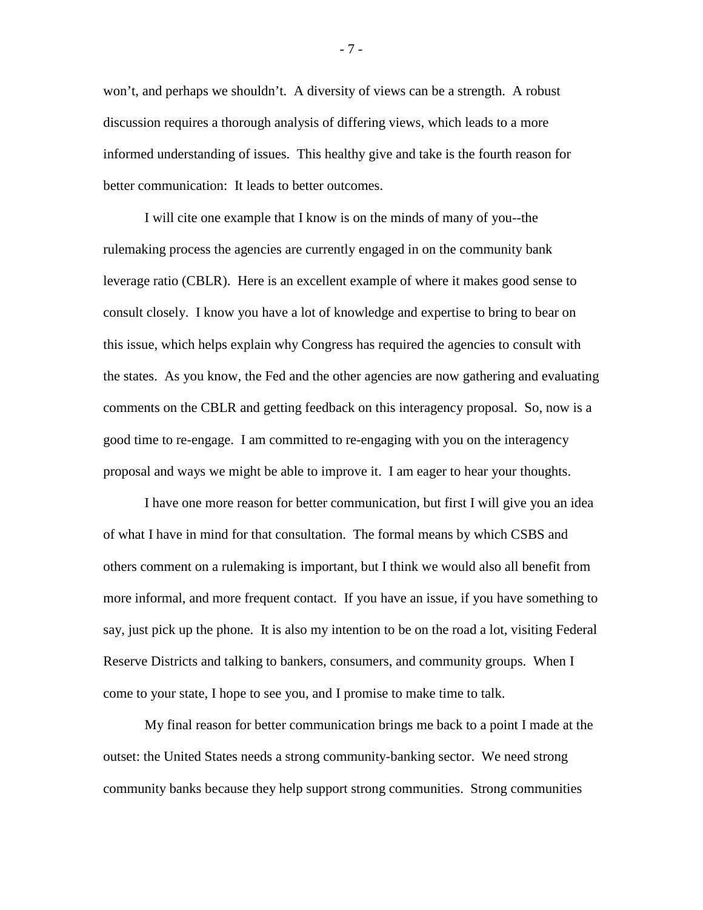won't, and perhaps we shouldn't. A diversity of views can be a strength. A robust discussion requires a thorough analysis of differing views, which leads to a more informed understanding of issues. This healthy give and take is the fourth reason for better communication: It leads to better outcomes.

I will cite one example that I know is on the minds of many of you--the rulemaking process the agencies are currently engaged in on the community bank leverage ratio (CBLR). Here is an excellent example of where it makes good sense to consult closely. I know you have a lot of knowledge and expertise to bring to bear on this issue, which helps explain why Congress has required the agencies to consult with the states. As you know, the Fed and the other agencies are now gathering and evaluating comments on the CBLR and getting feedback on this interagency proposal. So, now is a good time to re-engage. I am committed to re-engaging with you on the interagency proposal and ways we might be able to improve it. I am eager to hear your thoughts.

I have one more reason for better communication, but first I will give you an idea of what I have in mind for that consultation. The formal means by which CSBS and others comment on a rulemaking is important, but I think we would also all benefit from more informal, and more frequent contact. If you have an issue, if you have something to say, just pick up the phone. It is also my intention to be on the road a lot, visiting Federal Reserve Districts and talking to bankers, consumers, and community groups. When I come to your state, I hope to see you, and I promise to make time to talk.

My final reason for better communication brings me back to a point I made at the outset: the United States needs a strong community-banking sector. We need strong community banks because they help support strong communities. Strong communities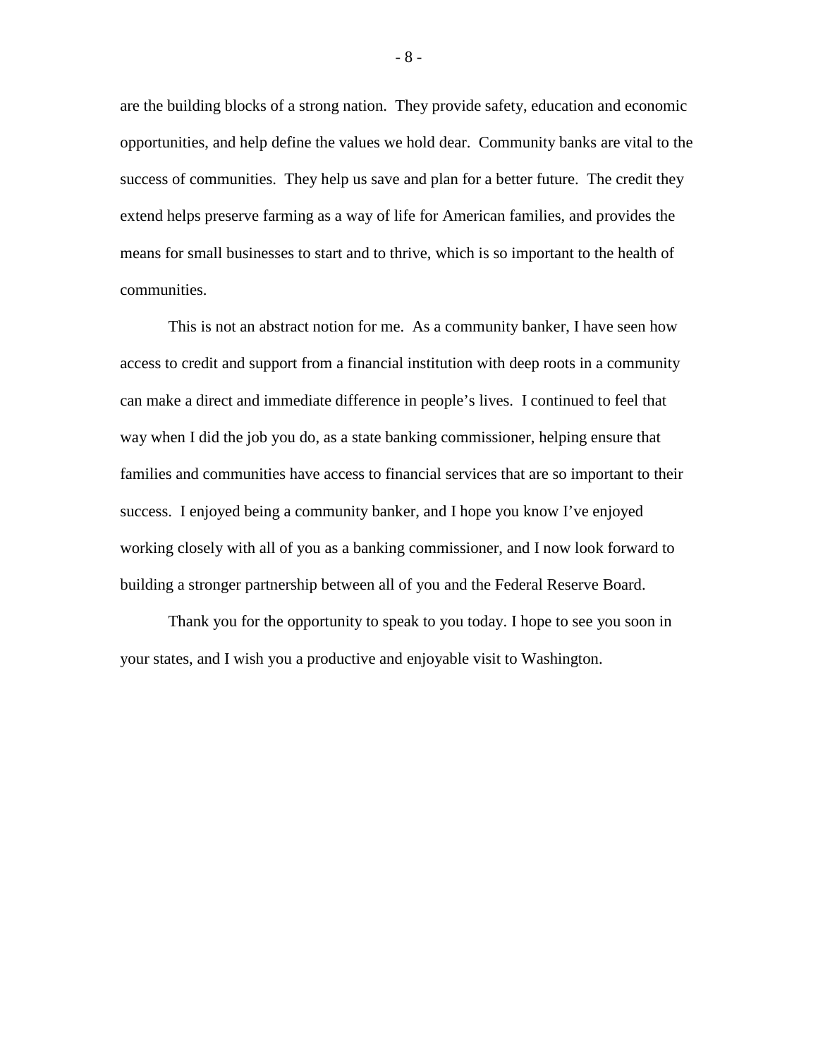are the building blocks of a strong nation. They provide safety, education and economic opportunities, and help define the values we hold dear. Community banks are vital to the success of communities. They help us save and plan for a better future. The credit they extend helps preserve farming as a way of life for American families, and provides the means for small businesses to start and to thrive, which is so important to the health of communities.

This is not an abstract notion for me. As a community banker, I have seen how access to credit and support from a financial institution with deep roots in a community can make a direct and immediate difference in people's lives. I continued to feel that way when I did the job you do, as a state banking commissioner, helping ensure that families and communities have access to financial services that are so important to their success. I enjoyed being a community banker, and I hope you know I've enjoyed working closely with all of you as a banking commissioner, and I now look forward to building a stronger partnership between all of you and the Federal Reserve Board.

Thank you for the opportunity to speak to you today. I hope to see you soon in your states, and I wish you a productive and enjoyable visit to Washington.